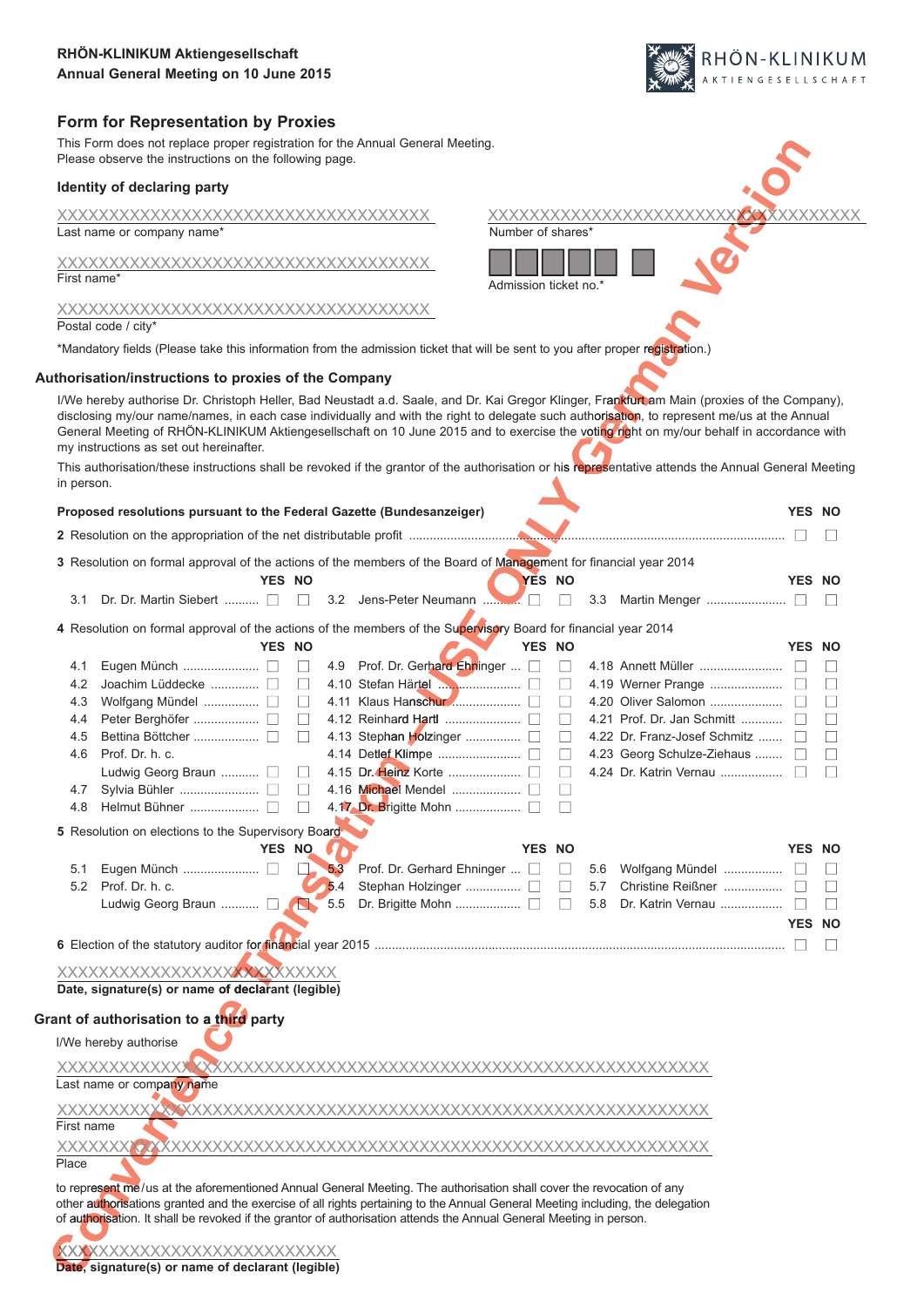**RHÖN-KLINIKUM Aktiengesellschaft**
**Annual General Meeting on 10 June 2015**

RHÖN-KLINIKUM AKTIENGESELLSCHAFT

## Form for Representation by Proxies

This Form does not replace proper registration for the Annual General Meeting.
Please observe the instructions on the following page.

### Identity of declaring party

XXXXXXXXXXXXXXXXXXXXXXXXXXXXXXXXXXXX
Last name or company name*

XXXXXXXXXXXXXXXXXXXXXXXXXXXXXXXXXXXX
Number of shares*

XXXXXXXXXXXXXXXXXXXXXXXXXXXXXXXXXXXX
First name*

Admission ticket no.*

XXXXXXXXXXXXXXXXXXXXXXXXXXXXXXXXXXXX
Postal code / city*

*Mandatory fields (Please take this information from the admission ticket that will be sent to you after proper registration.)

### Authorisation/instructions to proxies of the Company

I/We hereby authorise Dr. Christoph Heller, Bad Neustadt a.d. Saale, and Dr. Kai Gregor Klinger, Frankfurt am Main (proxies of the Company), disclosing my/our name/names, in each case individually and with the right to delegate such authorisation, to represent me/us at the Annual General Meeting of RHÖN-KLINIKUM Aktiengesellschaft on 10 June 2015 and to exercise the voting right on my/our behalf in accordance with my instructions as set out hereinafter.

This authorisation/these instructions shall be revoked if the grantor of the authorisation or his representative attends the Annual General Meeting in person.

**Proposed resolutions pursuant to the Federal Gazette (Bundesanzeiger)**

| | YES | NO |
|---|---|---|
| **2** Resolution on the appropriation of the net distributable profit | ☐ | ☐ |

**3** Resolution on formal approval of the actions of the members of the Board of Management for financial year 2014

| | YES | NO |
|---|---|---|
| 3.1 Dr. Dr. Martin Siebert | ☐ | ☐ |
| 3.2 Jens-Peter Neumann | ☐ | ☐ |
| 3.3 Martin Menger | ☐ | ☐ |

**4** Resolution on formal approval of the actions of the members of the Supervisory Board for financial year 2014

| | YES | NO |
|---|---|---|
| 4.1 Eugen Münch | ☐ | ☐ |
| 4.2 Joachim Lüddecke | ☐ | ☐ |
| 4.3 Wolfgang Mündel | ☐ | ☐ |
| 4.4 Peter Berghöfer | ☐ | ☐ |
| 4.5 Bettina Böttcher | ☐ | ☐ |
| 4.6 Prof. Dr. h. c. Ludwig Georg Braun | ☐ | ☐ |
| 4.7 Sylvia Bühler | ☐ | ☐ |
| 4.8 Helmut Bühner | ☐ | ☐ |
| 4.9 Prof. Dr. Gerhard Ehninger | ☐ | ☐ |
| 4.10 Stefan Härtel | ☐ | ☐ |
| 4.11 Klaus Hanschur | ☐ | ☐ |
| 4.12 Reinhard Hartl | ☐ | ☐ |
| 4.13 Stephan Holzinger | ☐ | ☐ |
| 4.14 Detlef Klimpe | ☐ | ☐ |
| 4.15 Dr. Heinz Korte | ☐ | ☐ |
| 4.16 Michael Mendel | ☐ | ☐ |
| 4.17 Dr. Brigitte Mohn | ☐ | ☐ |
| 4.18 Annett Müller | ☐ | ☐ |
| 4.19 Werner Prange | ☐ | ☐ |
| 4.20 Oliver Salomon | ☐ | ☐ |
| 4.21 Prof. Dr. Jan Schmitt | ☐ | ☐ |
| 4.22 Dr. Franz-Josef Schmitz | ☐ | ☐ |
| 4.23 Georg Schulze-Ziehaus | ☐ | ☐ |
| 4.24 Dr. Katrin Vernau | ☐ | ☐ |

**5** Resolution on elections to the Supervisory Board

| | YES | NO |
|---|---|---|
| 5.1 Eugen Münch | ☐ | ☐ |
| 5.2 Prof. Dr. h. c. Ludwig Georg Braun | ☐ | ☐ |
| 5.3 Prof. Dr. Gerhard Ehninger | ☐ | ☐ |
| 5.4 Stephan Holzinger | ☐ | ☐ |
| 5.5 Dr. Brigitte Mohn | ☐ | ☐ |
| 5.6 Wolfgang Mündel | ☐ | ☐ |
| 5.7 Christine Reißner | ☐ | ☐ |
| 5.8 Dr. Katrin Vernau | ☐ | ☐ |

| | YES | NO |
|---|---|---|
| **6** Election of the statutory auditor for financial year 2015 | ☐ | ☐ |

XXXXXXXXXXXXXXXXXXXXXXXXXX
**Date, signature(s) or name of declarant (legible)**

### Grant of authorisation to a third party

I/We hereby authorise

XXXXXXXXXXXXXXXXXXXXXXXXXXXXXXXXXXXXXXXXXXXXXXXXXXXXXXXXXXXXXXXXXXXXXXXXXX
Last name or company name

XXXXXXXXXXXXXXXXXXXXXXXXXXXXXXXXXXXXXXXXXXXXXXXXXXXXXXXXXXXXXXXXXXXXXXXXXX
First name

XXXXXXXXXXXXXXXXXXXXXXXXXXXXXXXXXXXXXXXXXXXXXXXXXXXXXXXXXXXXXXXXXXXXXXXXXX
Place

to represent me/us at the aforementioned Annual General Meeting. The authorisation shall cover the revocation of any other authorisations granted and the exercise of all rights pertaining to the Annual General Meeting including, the delegation of authorisation. It shall be revoked if the grantor of authorisation attends the Annual General Meeting in person.

XXXXXXXXXXXXXXXXXXXXXXXXXX
**Date, signature(s) or name of declarant (legible)**

Convenience Translation – USE ONLY German Version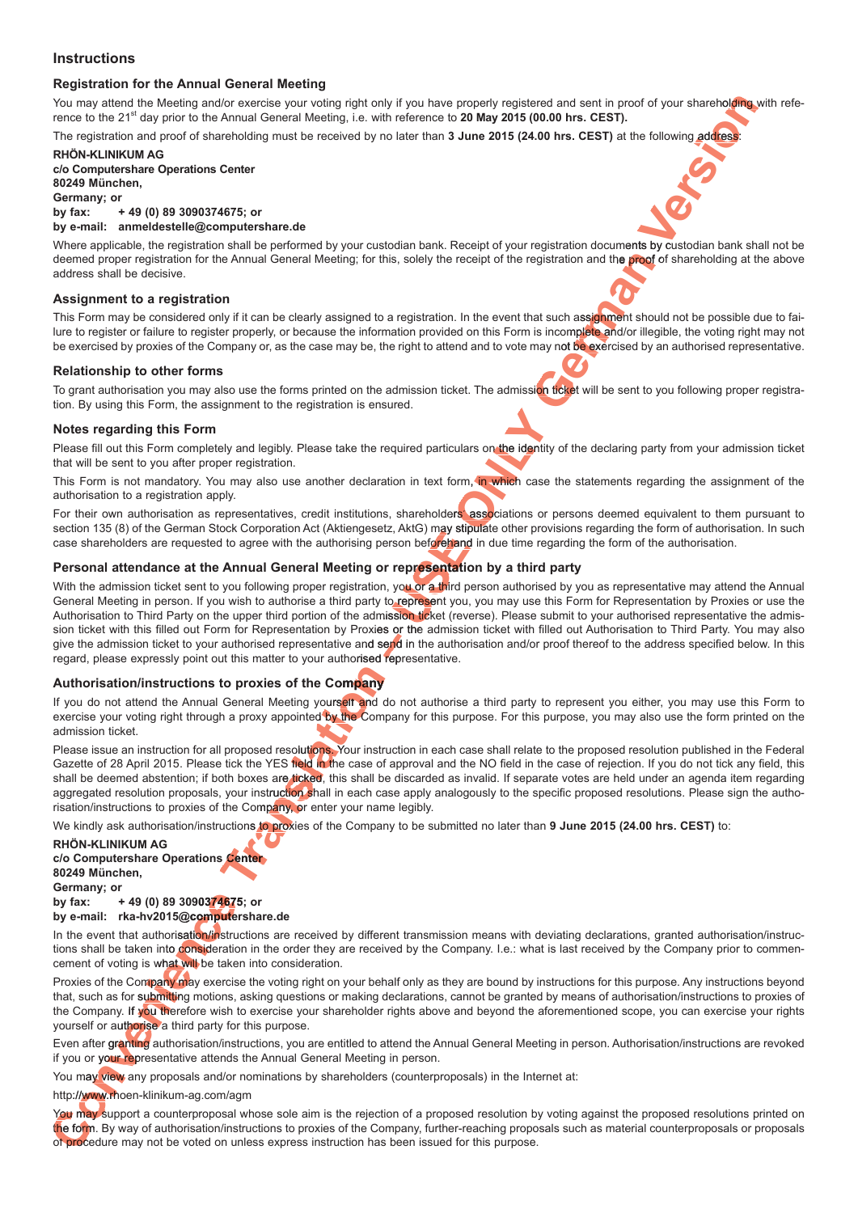# Instructions

## Registration for the Annual General Meeting

You may attend the Meeting and/or exercise your voting right only if you have properly registered and sent in proof of your shareholding with reference to the 21st day prior to the Annual General Meeting, i.e. with reference to **20 May 2015 (00.00 hrs. CEST).**

The registration and proof of shareholding must be received by no later than **3 June 2015 (24.00 hrs. CEST)** at the following address:

**RHÖN-KLINIKUM AG**
**c/o Computershare Operations Center**
**80249 München,**
**Germany; or**
**by fax: + 49 (0) 89 3090374675; or**
**by e-mail: anmeldestelle@computershare.de**

Where applicable, the registration shall be performed by your custodian bank. Receipt of your registration documents by custodian bank shall not be deemed proper registration for the Annual General Meeting; for this, solely the receipt of the registration and the proof of shareholding at the above address shall be decisive.

## Assignment to a registration

This Form may be considered only if it can be clearly assigned to a registration. In the event that such assignment should not be possible due to failure to register or failure to register properly, or because the information provided on this Form is incomplete and/or illegible, the voting right may not be exercised by proxies of the Company or, as the case may be, the right to attend and to vote may not be exercised by an authorised representative.

## Relationship to other forms

To grant authorisation you may also use the forms printed on the admission ticket. The admission ticket will be sent to you following proper registration. By using this Form, the assignment to the registration is ensured.

## Notes regarding this Form

Please fill out this Form completely and legibly. Please take the required particulars on the identity of the declaring party from your admission ticket that will be sent to you after proper registration.

This Form is not mandatory. You may also use another declaration in text form, in which case the statements regarding the assignment of the authorisation to a registration apply.

For their own authorisation as representatives, credit institutions, shareholders' associations or persons deemed equivalent to them pursuant to section 135 (8) of the German Stock Corporation Act (Aktiengesetz, AktG) may stipulate other provisions regarding the form of authorisation. In such case shareholders are requested to agree with the authorising person beforehand in due time regarding the form of the authorisation.

## Personal attendance at the Annual General Meeting or representation by a third party

With the admission ticket sent to you following proper registration, you or a third person authorised by you as representative may attend the Annual General Meeting in person. If you wish to authorise a third party to represent you, you may use this Form for Representation by Proxies or use the Authorisation to Third Party on the upper third portion of the admission ticket (reverse). Please submit to your authorised representative the admission ticket with this filled out Form for Representation by Proxies or the admission ticket with filled out Authorisation to Third Party. You may also give the admission ticket to your authorised representative and send in the authorisation and/or proof thereof to the address specified below. In this regard, please expressly point out this matter to your authorised representative.

## Authorisation/instructions to proxies of the Company

If you do not attend the Annual General Meeting yourself and do not authorise a third party to represent you either, you may use this Form to exercise your voting right through a proxy appointed by the Company for this purpose. For this purpose, you may also use the form printed on the admission ticket.

Please issue an instruction for all proposed resolutions. Your instruction in each case shall relate to the proposed resolution published in the Federal Gazette of 28 April 2015. Please tick the YES field in the case of approval and the NO field in the case of rejection. If you do not tick any field, this shall be deemed abstention; if both boxes are ticked, this shall be discarded as invalid. If separate votes are held under an agenda item regarding aggregated resolution proposals, your instruction shall in each case apply analogously to the specific proposed resolutions. Please sign the authorisation/instructions to proxies of the Company, or enter your name legibly.

We kindly ask authorisation/instructions to proxies of the Company to be submitted no later than **9 June 2015 (24.00 hrs. CEST)** to:

**RHÖN-KLINIKUM AG**
**c/o Computershare Operations Center**
**80249 München,**
**Germany; or**
**by fax: + 49 (0) 89 3090374675; or**
**by e-mail: rka-hv2015@computershare.de**

In the event that authorisation/instructions are received by different transmission means with deviating declarations, granted authorisation/instructions shall be taken into consideration in the order they are received by the Company. I.e.: what is last received by the Company prior to commencement of voting is what will be taken into consideration.

Proxies of the Company may exercise the voting right on your behalf only as they are bound by instructions for this purpose. Any instructions beyond that, such as for submitting motions, asking questions or making declarations, cannot be granted by means of authorisation/instructions to proxies of the Company. If you therefore wish to exercise your shareholder rights above and beyond the aforementioned scope, you can exercise your rights yourself or authorise a third party for this purpose.

Even after granting authorisation/instructions, you are entitled to attend the Annual General Meeting in person. Authorisation/instructions are revoked if you or your representative attends the Annual General Meeting in person.

You may view any proposals and/or nominations by shareholders (counterproposals) in the Internet at:

http://www.rhoen-klinikum-ag.com/agm

You may support a counterproposal whose sole aim is the rejection of a proposed resolution by voting against the proposed resolutions printed on the form. By way of authorisation/instructions to proxies of the Company, further-reaching proposals such as material counterproposals or proposals of procedure may not be voted on unless express instruction has been issued for this purpose.

Convenience Translation – USE ONLY German Version